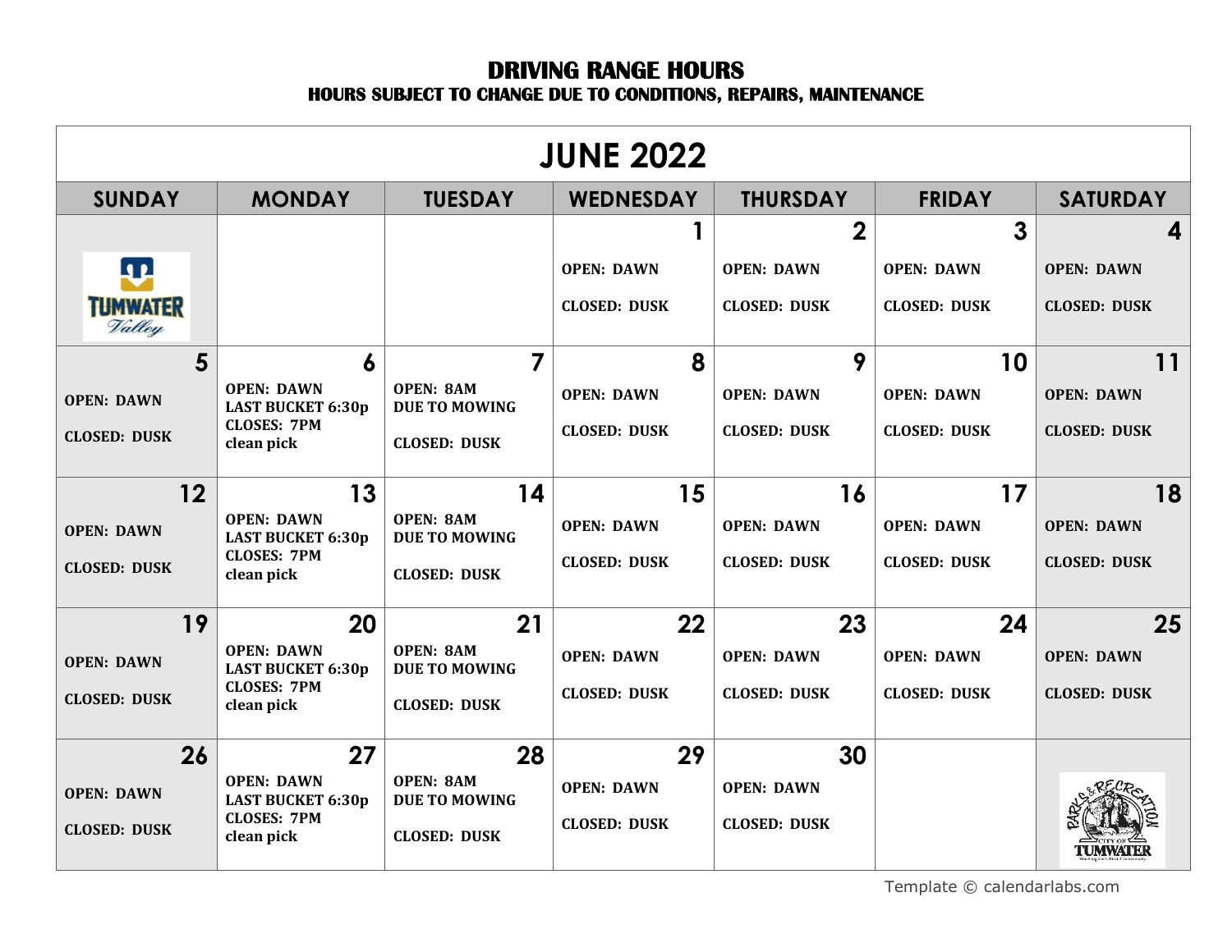# DRIVING RANGE HOURS

### HOURS SUBJECT TO CHANGE DUE TO CONDITIONS, REPAIRS, MAINTENANCE

## JUNE 2022

| SUNDAY | MONDAY | TUESDAY | WEDNESDAY | THURSDAY | FRIDAY | SATURDAY |
|---|---|---|---|---|---|---|
| TUMWATER Valley | | | **1** OPEN: DAWN CLOSED: DUSK | **2** OPEN: DAWN CLOSED: DUSK | **3** OPEN: DAWN CLOSED: DUSK | **4** OPEN: DAWN CLOSED: DUSK |
| **5** OPEN: DAWN CLOSED: DUSK | **6** OPEN: DAWN LAST BUCKET 6:30p CLOSES: 7PM clean pick | **7** OPEN: 8AM DUE TO MOWING CLOSED: DUSK | **8** OPEN: DAWN CLOSED: DUSK | **9** OPEN: DAWN CLOSED: DUSK | **10** OPEN: DAWN CLOSED: DUSK | **11** OPEN: DAWN CLOSED: DUSK |
| **12** OPEN: DAWN CLOSED: DUSK | **13** OPEN: DAWN LAST BUCKET 6:30p CLOSES: 7PM clean pick | **14** OPEN: 8AM DUE TO MOWING CLOSED: DUSK | **15** OPEN: DAWN CLOSED: DUSK | **16** OPEN: DAWN CLOSED: DUSK | **17** OPEN: DAWN CLOSED: DUSK | **18** OPEN: DAWN CLOSED: DUSK |
| **19** OPEN: DAWN CLOSED: DUSK | **20** OPEN: DAWN LAST BUCKET 6:30p CLOSES: 7PM clean pick | **21** OPEN: 8AM DUE TO MOWING CLOSED: DUSK | **22** OPEN: DAWN CLOSED: DUSK | **23** OPEN: DAWN CLOSED: DUSK | **24** OPEN: DAWN CLOSED: DUSK | **25** OPEN: DAWN CLOSED: DUSK |
| **26** OPEN: DAWN CLOSED: DUSK | **27** OPEN: DAWN LAST BUCKET 6:30p CLOSES: 7PM clean pick | **28** OPEN: 8AM DUE TO MOWING CLOSED: DUSK | **29** OPEN: DAWN CLOSED: DUSK | **30** OPEN: DAWN CLOSED: DUSK | | PARKS & RECREATION CITY OF TUMWATER |

Template © calendarlabs.com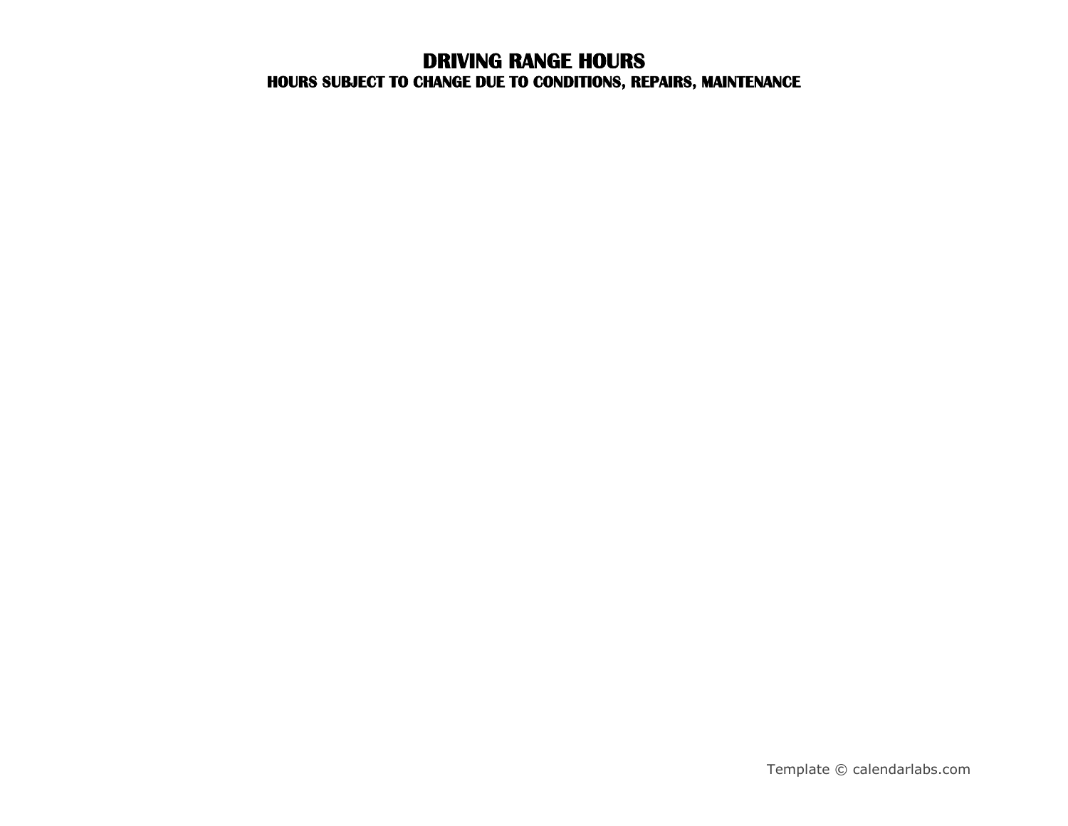# DRIVING RANGE HOURS

## HOURS SUBJECT TO CHANGE DUE TO CONDITIONS, REPAIRS, MAINTENANCE

Template © calendarlabs.com